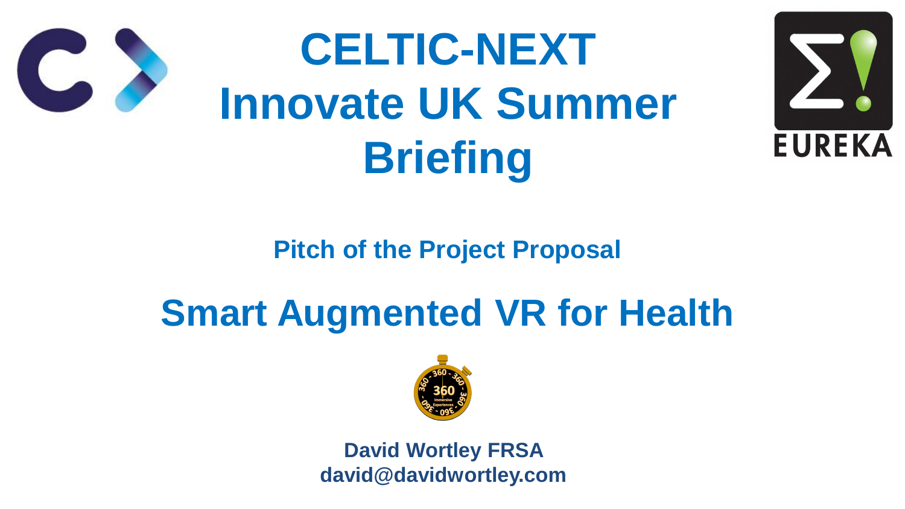# CELTIC-NEXT Innovate UK Summer Briefing

## Pitch of the Project Proposal

# Smart Augmented VR for Health

**David Wortley FRSA**
**david@davidwortley.com**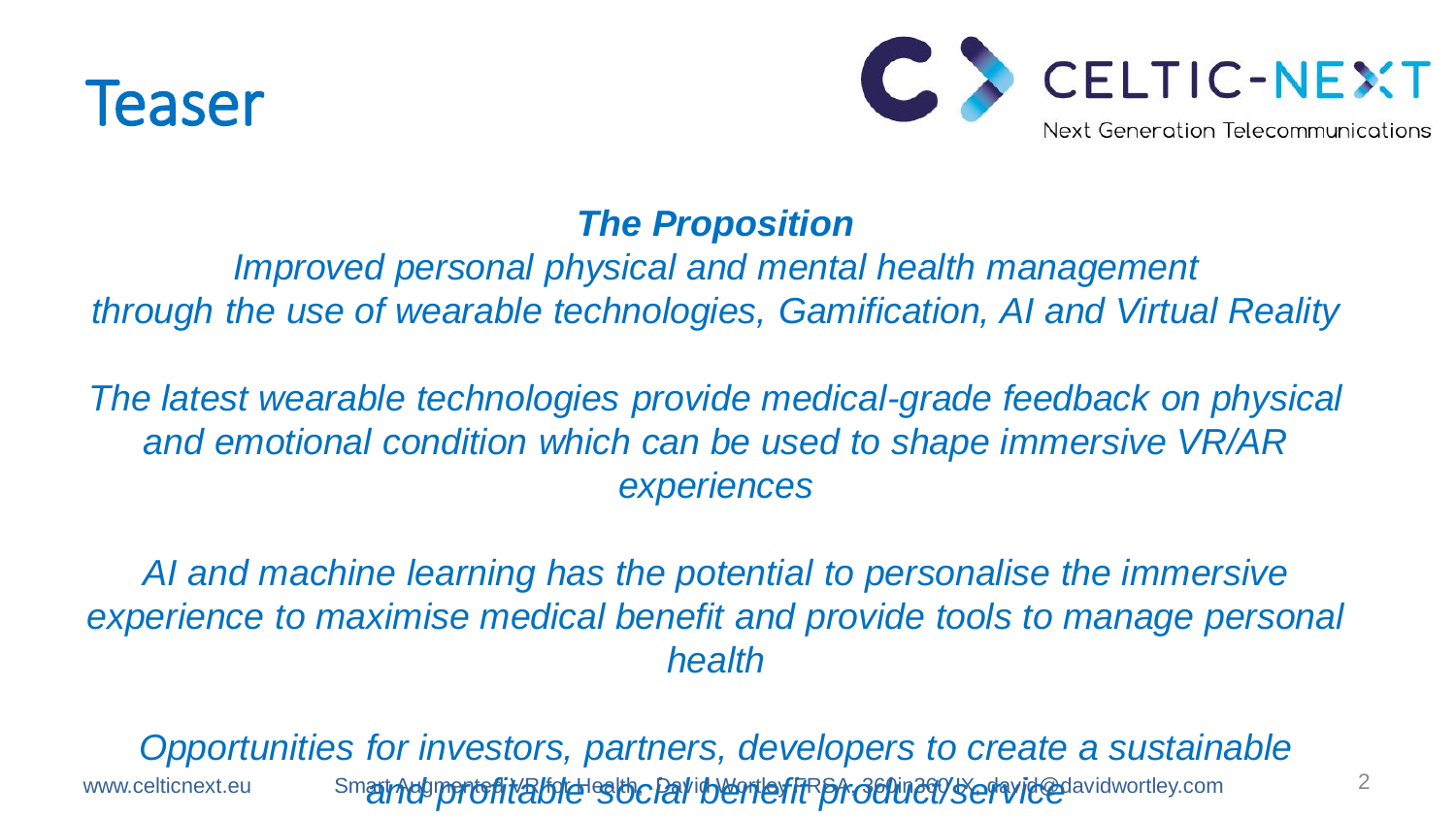# Teaser

***The Proposition***

*Improved personal physical and mental health management through the use of wearable technologies, Gamification, AI and Virtual Reality*

*The latest wearable technologies provide medical-grade feedback on physical and emotional condition which can be used to shape immersive VR/AR experiences*

*AI and machine learning has the potential to personalise the immersive experience to maximise medical benefit and provide tools to manage personal health*

*Opportunities for investors, partners, developers to create a sustainable and profitable social benefit product/service*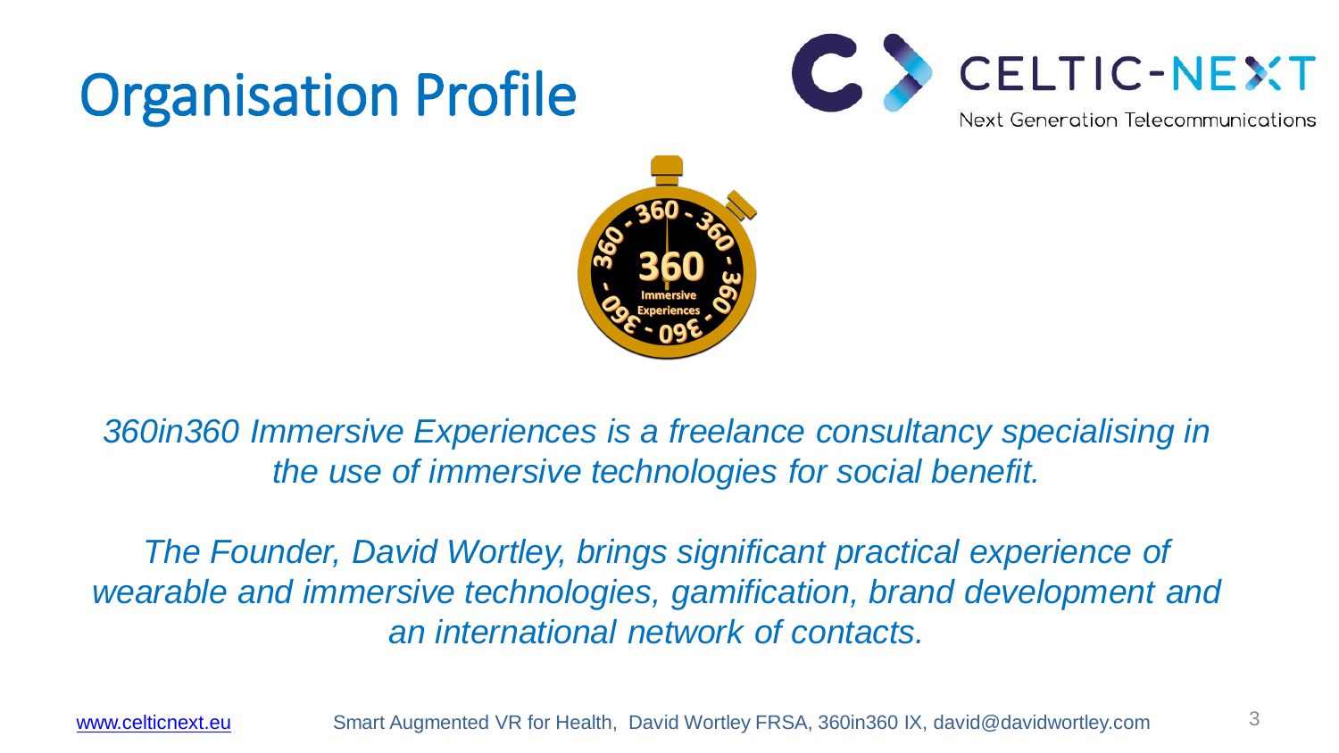# Organisation Profile

*360in360 Immersive Experiences is a freelance consultancy specialising in the use of immersive technologies for social benefit.*

*The Founder, David Wortley, brings significant practical experience of wearable and immersive technologies, gamification, brand development and an international network of contacts.*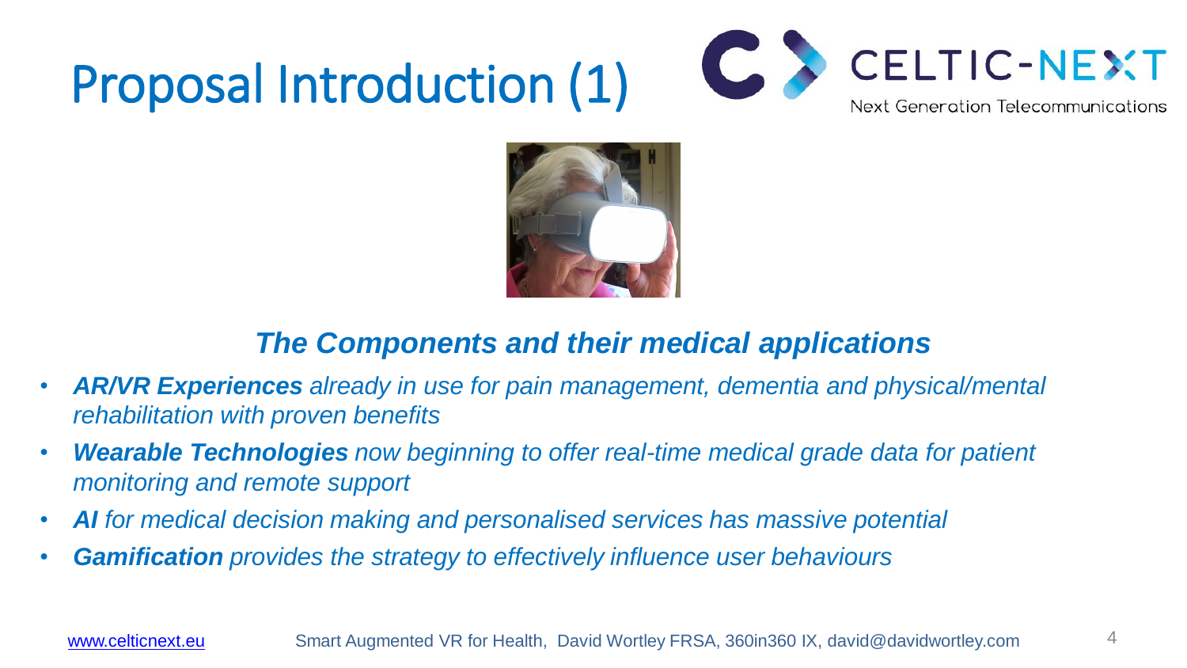# Proposal Introduction (1)

## *The Components and their medical applications*

- ***AR/VR Experiences*** *already in use for pain management, dementia and physical/mental rehabilitation with proven benefits*
- ***Wearable Technologies*** *now beginning to offer real-time medical grade data for patient monitoring and remote support*
- ***AI*** *for medical decision making and personalised services has massive potential*
- ***Gamification*** *provides the strategy to effectively influence user behaviours*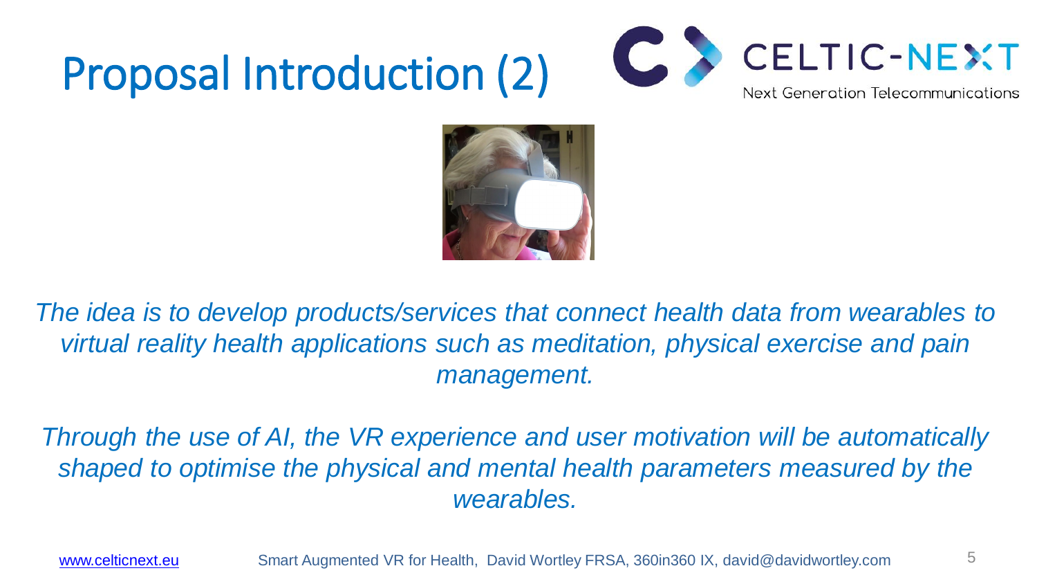# Proposal Introduction (2)

*The idea is to develop products/services that connect health data from wearables to virtual reality health applications such as meditation, physical exercise and pain management.*

*Through the use of AI, the VR experience and user motivation will be automatically shaped to optimise the physical and mental health parameters measured by the wearables.*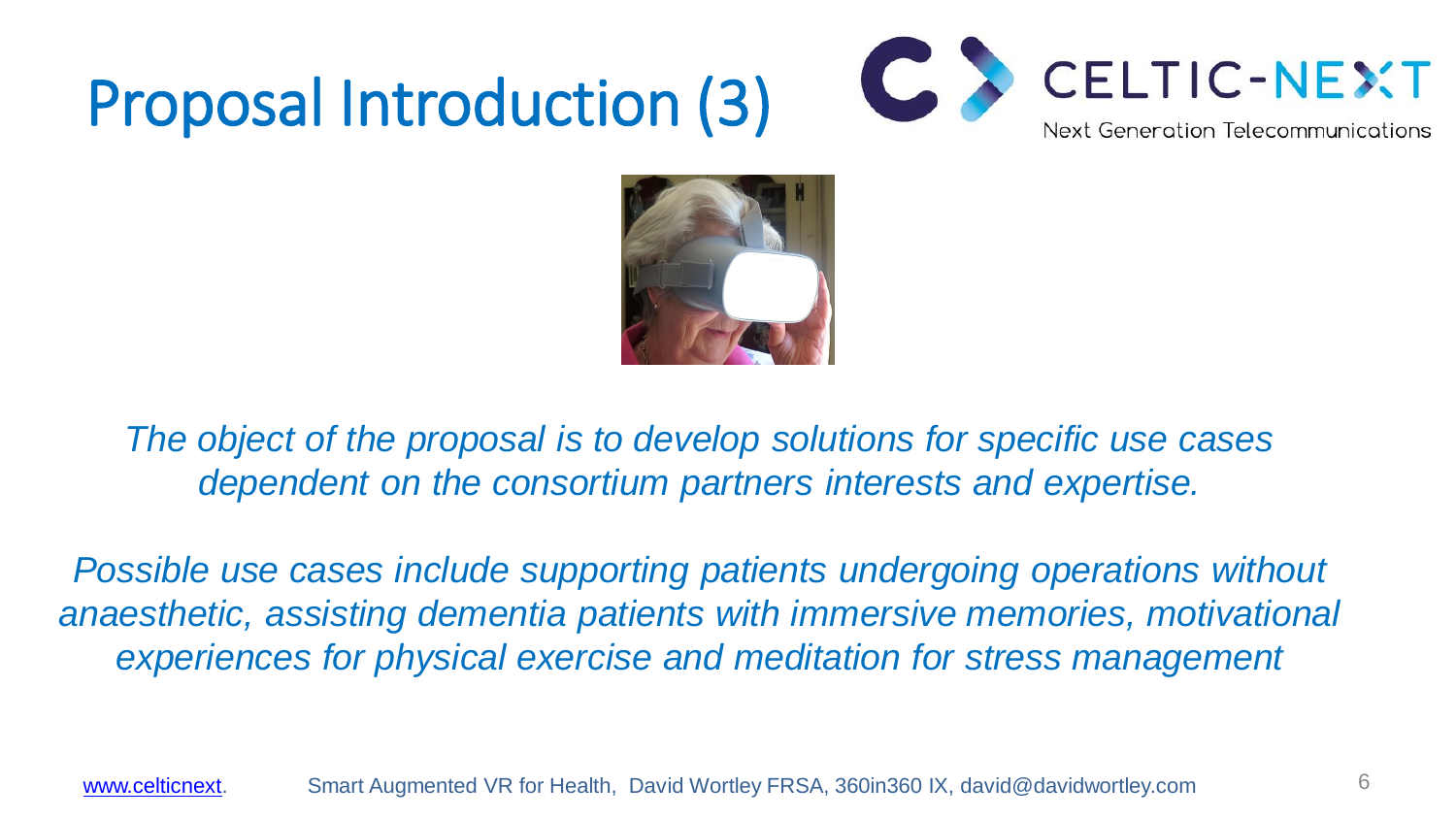# Proposal Introduction (3)

*The object of the proposal is to develop solutions for specific use cases dependent on the consortium partners interests and expertise.*

*Possible use cases include supporting patients undergoing operations without anaesthetic, assisting dementia patients with immersive memories, motivational experiences for physical exercise and meditation for stress management*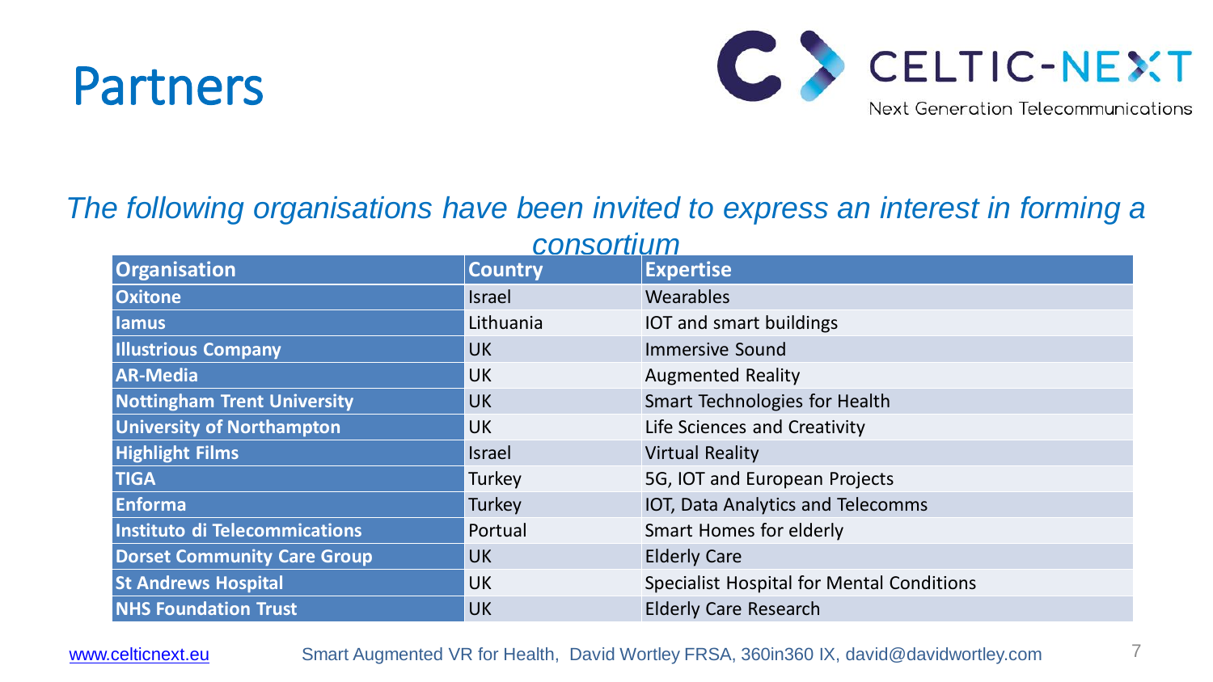# Partners

CELTIC-NEXT
Next Generation Telecommunications

*The following organisations have been invited to express an interest in forming a consortium*

| Organisation | Country | Expertise |
|---|---|---|
| **Oxitone** | Israel | Wearables |
| **Iamus** | Lithuania | IOT and smart buildings |
| **Illustrious Company** | UK | Immersive Sound |
| **AR-Media** | UK | Augmented Reality |
| **Nottingham Trent University** | UK | Smart Technologies for Health |
| **University of Northampton** | UK | Life Sciences and Creativity |
| **Highlight Films** | Israel | Virtual Reality |
| **TIGA** | Turkey | 5G, IOT and European Projects |
| **Enforma** | Turkey | IOT, Data Analytics and Telecomms |
| **Instituto di Telecommications** | Portual | Smart Homes for elderly |
| **Dorset Community Care Group** | UK | Elderly Care |
| **St Andrews Hospital** | UK | Specialist Hospital for Mental Conditions |
| **NHS Foundation Trust** | UK | Elderly Care Research |

www.celticnext.eu Smart Augmented VR for Health, David Wortley FRSA, 360in360 IX, david@davidwortley.com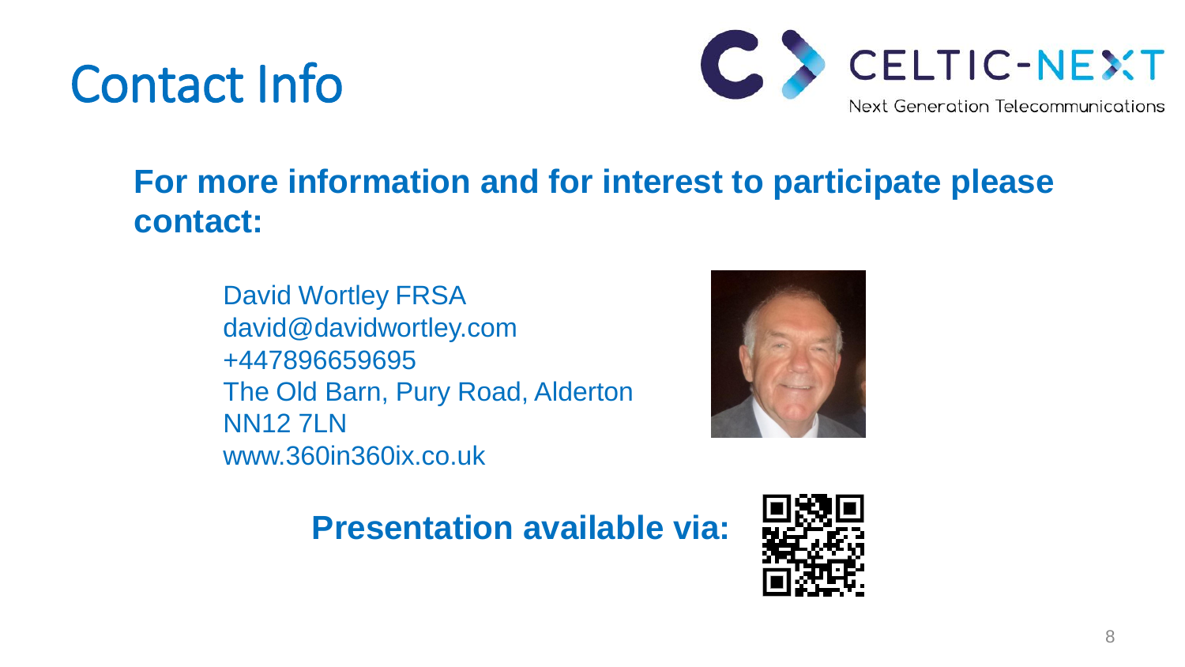# Contact Info

CELTIC-NEXT
Next Generation Telecommunications

**For more information and for interest to participate please contact:**

David Wortley FRSA
david@davidwortley.com
+447896659695
The Old Barn, Pury Road, Alderton
NN12 7LN
www.360in360ix.co.uk

**Presentation available via:**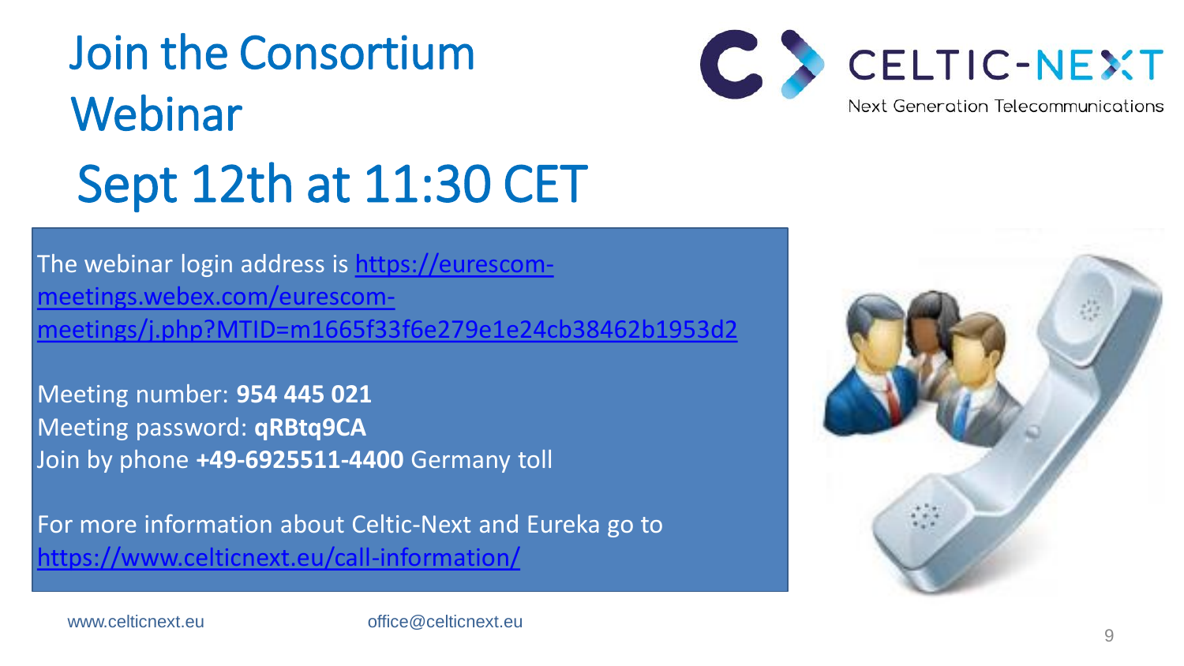# Join the Consortium Webinar

# Sept 12th at 11:30 CET

The webinar login address is https://eurescom-meetings.webex.com/eurescom-meetings/j.php?MTID=m1665f33f6e279e1e24cb38462b1953d2

Meeting number: **954 445 021**
Meeting password: **qRBtq9CA**
Join by phone **+49-6925511-4400** Germany toll

For more information about Celtic-Next and Eureka go to https://www.celticnext.eu/call-information/

www.celticnext.eu office@celticnext.eu